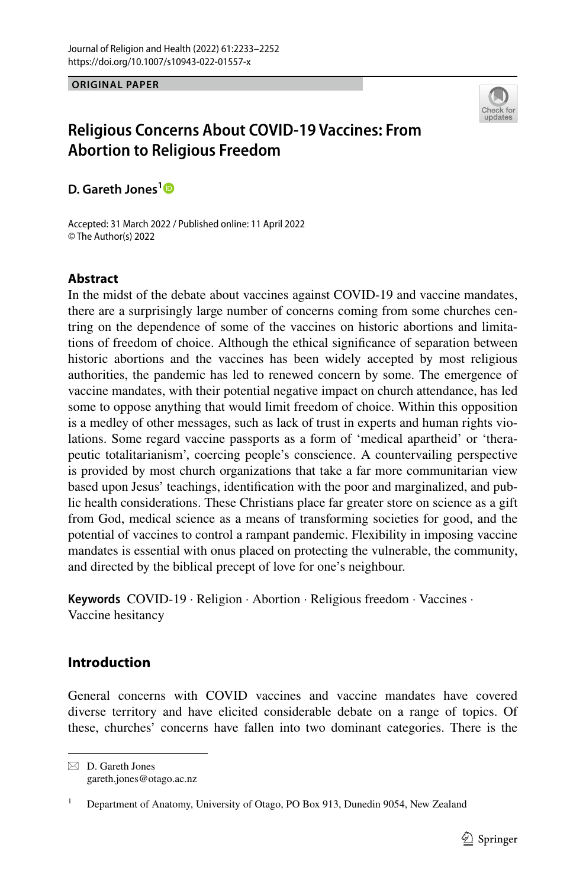ORIGINAL PAPER

# Religious Concerns About COVID-19 Vaccines: From Abortion to Religious Freedom

**D. Gareth Jones**[1]

Accepted: 31 March 2022 / Published online: 11 April 2022
© The Author(s) 2022

## Abstract

In the midst of the debate about vaccines against COVID-19 and vaccine mandates, there are a surprisingly large number of concerns coming from some churches centring on the dependence of some of the vaccines on historic abortions and limitations of freedom of choice. Although the ethical significance of separation between historic abortions and the vaccines has been widely accepted by most religious authorities, the pandemic has led to renewed concern by some. The emergence of vaccine mandates, with their potential negative impact on church attendance, has led some to oppose anything that would limit freedom of choice. Within this opposition is a medley of other messages, such as lack of trust in experts and human rights violations. Some regard vaccine passports as a form of 'medical apartheid' or 'therapeutic totalitarianism', coercing people's conscience. A countervailing perspective is provided by most church organizations that take a far more communitarian view based upon Jesus' teachings, identification with the poor and marginalized, and public health considerations. These Christians place far greater store on science as a gift from God, medical science as a means of transforming societies for good, and the potential of vaccines to control a rampant pandemic. Flexibility in imposing vaccine mandates is essential with onus placed on protecting the vulnerable, the community, and directed by the biblical precept of love for one's neighbour.

**Keywords** COVID-19 · Religion · Abortion · Religious freedom · Vaccines · Vaccine hesitancy

## Introduction

General concerns with COVID vaccines and vaccine mandates have covered diverse territory and have elicited considerable debate on a range of topics. Of these, churches' concerns have fallen into two dominant categories. There is the

---

D. Gareth Jones
gareth.jones@otago.ac.nz

[1] Department of Anatomy, University of Otago, PO Box 913, Dunedin 9054, New Zealand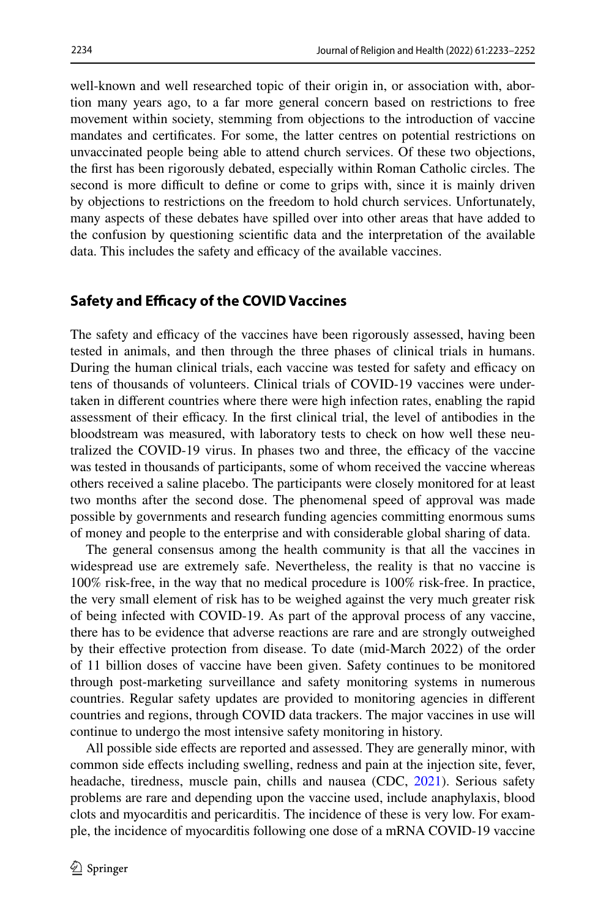well-known and well researched topic of their origin in, or association with, abortion many years ago, to a far more general concern based on restrictions to free movement within society, stemming from objections to the introduction of vaccine mandates and certificates. For some, the latter centres on potential restrictions on unvaccinated people being able to attend church services. Of these two objections, the first has been rigorously debated, especially within Roman Catholic circles. The second is more difficult to define or come to grips with, since it is mainly driven by objections to restrictions on the freedom to hold church services. Unfortunately, many aspects of these debates have spilled over into other areas that have added to the confusion by questioning scientific data and the interpretation of the available data. This includes the safety and efficacy of the available vaccines.

## Safety and Efficacy of the COVID Vaccines

The safety and efficacy of the vaccines have been rigorously assessed, having been tested in animals, and then through the three phases of clinical trials in humans. During the human clinical trials, each vaccine was tested for safety and efficacy on tens of thousands of volunteers. Clinical trials of COVID-19 vaccines were undertaken in different countries where there were high infection rates, enabling the rapid assessment of their efficacy. In the first clinical trial, the level of antibodies in the bloodstream was measured, with laboratory tests to check on how well these neutralized the COVID-19 virus. In phases two and three, the efficacy of the vaccine was tested in thousands of participants, some of whom received the vaccine whereas others received a saline placebo. The participants were closely monitored for at least two months after the second dose. The phenomenal speed of approval was made possible by governments and research funding agencies committing enormous sums of money and people to the enterprise and with considerable global sharing of data.

The general consensus among the health community is that all the vaccines in widespread use are extremely safe. Nevertheless, the reality is that no vaccine is 100% risk-free, in the way that no medical procedure is 100% risk-free. In practice, the very small element of risk has to be weighed against the very much greater risk of being infected with COVID-19. As part of the approval process of any vaccine, there has to be evidence that adverse reactions are rare and are strongly outweighed by their effective protection from disease. To date (mid-March 2022) of the order of 11 billion doses of vaccine have been given. Safety continues to be monitored through post-marketing surveillance and safety monitoring systems in numerous countries. Regular safety updates are provided to monitoring agencies in different countries and regions, through COVID data trackers. The major vaccines in use will continue to undergo the most intensive safety monitoring in history.

All possible side effects are reported and assessed. They are generally minor, with common side effects including swelling, redness and pain at the injection site, fever, headache, tiredness, muscle pain, chills and nausea (CDC, 2021). Serious safety problems are rare and depending upon the vaccine used, include anaphylaxis, blood clots and myocarditis and pericarditis. The incidence of these is very low. For example, the incidence of myocarditis following one dose of a mRNA COVID-19 vaccine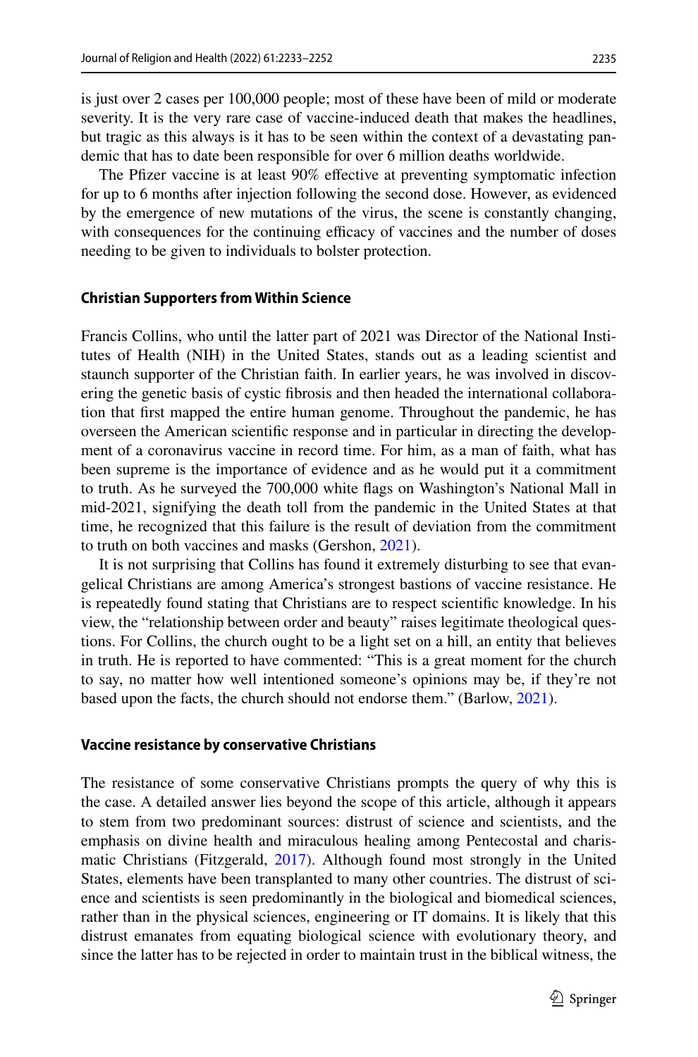is just over 2 cases per 100,000 people; most of these have been of mild or moderate severity. It is the very rare case of vaccine-induced death that makes the headlines, but tragic as this always is it has to be seen within the context of a devastating pandemic that has to date been responsible for over 6 million deaths worldwide.

The Pfizer vaccine is at least 90% effective at preventing symptomatic infection for up to 6 months after injection following the second dose. However, as evidenced by the emergence of new mutations of the virus, the scene is constantly changing, with consequences for the continuing efficacy of vaccines and the number of doses needing to be given to individuals to bolster protection.

### Christian Supporters from Within Science

Francis Collins, who until the latter part of 2021 was Director of the National Institutes of Health (NIH) in the United States, stands out as a leading scientist and staunch supporter of the Christian faith. In earlier years, he was involved in discovering the genetic basis of cystic fibrosis and then headed the international collaboration that first mapped the entire human genome. Throughout the pandemic, he has overseen the American scientific response and in particular in directing the development of a coronavirus vaccine in record time. For him, as a man of faith, what has been supreme is the importance of evidence and as he would put it a commitment to truth. As he surveyed the 700,000 white flags on Washington's National Mall in mid-2021, signifying the death toll from the pandemic in the United States at that time, he recognized that this failure is the result of deviation from the commitment to truth on both vaccines and masks (Gershon, 2021).

It is not surprising that Collins has found it extremely disturbing to see that evangelical Christians are among America's strongest bastions of vaccine resistance. He is repeatedly found stating that Christians are to respect scientific knowledge. In his view, the "relationship between order and beauty" raises legitimate theological questions. For Collins, the church ought to be a light set on a hill, an entity that believes in truth. He is reported to have commented: "This is a great moment for the church to say, no matter how well intentioned someone's opinions may be, if they're not based upon the facts, the church should not endorse them." (Barlow, 2021).

### Vaccine resistance by conservative Christians

The resistance of some conservative Christians prompts the query of why this is the case. A detailed answer lies beyond the scope of this article, although it appears to stem from two predominant sources: distrust of science and scientists, and the emphasis on divine health and miraculous healing among Pentecostal and charismatic Christians (Fitzgerald, 2017). Although found most strongly in the United States, elements have been transplanted to many other countries. The distrust of science and scientists is seen predominantly in the biological and biomedical sciences, rather than in the physical sciences, engineering or IT domains. It is likely that this distrust emanates from equating biological science with evolutionary theory, and since the latter has to be rejected in order to maintain trust in the biblical witness, the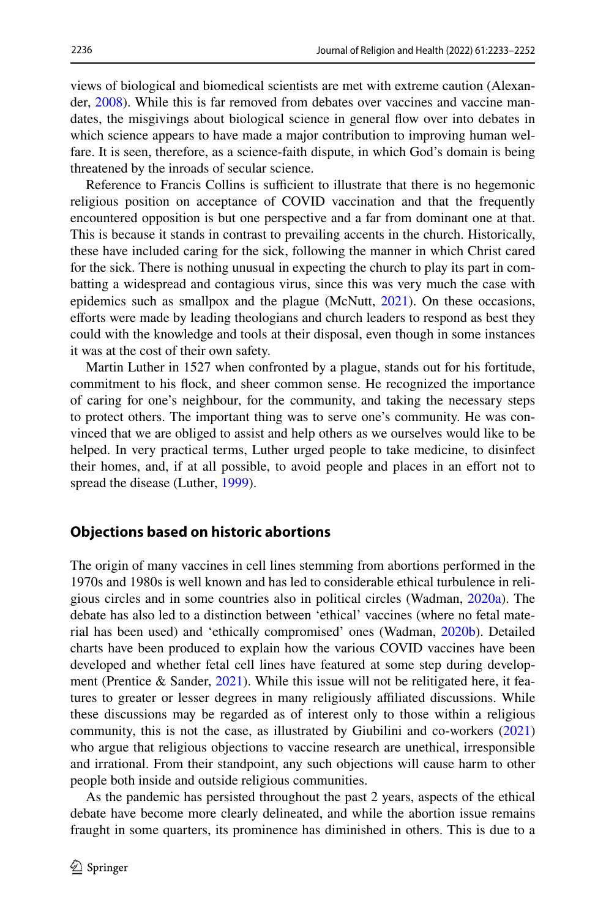views of biological and biomedical scientists are met with extreme caution (Alexander, 2008). While this is far removed from debates over vaccines and vaccine mandates, the misgivings about biological science in general flow over into debates in which science appears to have made a major contribution to improving human welfare. It is seen, therefore, as a science-faith dispute, in which God's domain is being threatened by the inroads of secular science.

Reference to Francis Collins is sufficient to illustrate that there is no hegemonic religious position on acceptance of COVID vaccination and that the frequently encountered opposition is but one perspective and a far from dominant one at that. This is because it stands in contrast to prevailing accents in the church. Historically, these have included caring for the sick, following the manner in which Christ cared for the sick. There is nothing unusual in expecting the church to play its part in combatting a widespread and contagious virus, since this was very much the case with epidemics such as smallpox and the plague (McNutt, 2021). On these occasions, efforts were made by leading theologians and church leaders to respond as best they could with the knowledge and tools at their disposal, even though in some instances it was at the cost of their own safety.

Martin Luther in 1527 when confronted by a plague, stands out for his fortitude, commitment to his flock, and sheer common sense. He recognized the importance of caring for one's neighbour, for the community, and taking the necessary steps to protect others. The important thing was to serve one's community. He was convinced that we are obliged to assist and help others as we ourselves would like to be helped. In very practical terms, Luther urged people to take medicine, to disinfect their homes, and, if at all possible, to avoid people and places in an effort not to spread the disease (Luther, 1999).

## Objections based on historic abortions

The origin of many vaccines in cell lines stemming from abortions performed in the 1970s and 1980s is well known and has led to considerable ethical turbulence in religious circles and in some countries also in political circles (Wadman, 2020a). The debate has also led to a distinction between 'ethical' vaccines (where no fetal material has been used) and 'ethically compromised' ones (Wadman, 2020b). Detailed charts have been produced to explain how the various COVID vaccines have been developed and whether fetal cell lines have featured at some step during development (Prentice & Sander, 2021). While this issue will not be relitigated here, it features to greater or lesser degrees in many religiously affiliated discussions. While these discussions may be regarded as of interest only to those within a religious community, this is not the case, as illustrated by Giubilini and co-workers (2021) who argue that religious objections to vaccine research are unethical, irresponsible and irrational. From their standpoint, any such objections will cause harm to other people both inside and outside religious communities.

As the pandemic has persisted throughout the past 2 years, aspects of the ethical debate have become more clearly delineated, and while the abortion issue remains fraught in some quarters, its prominence has diminished in others. This is due to a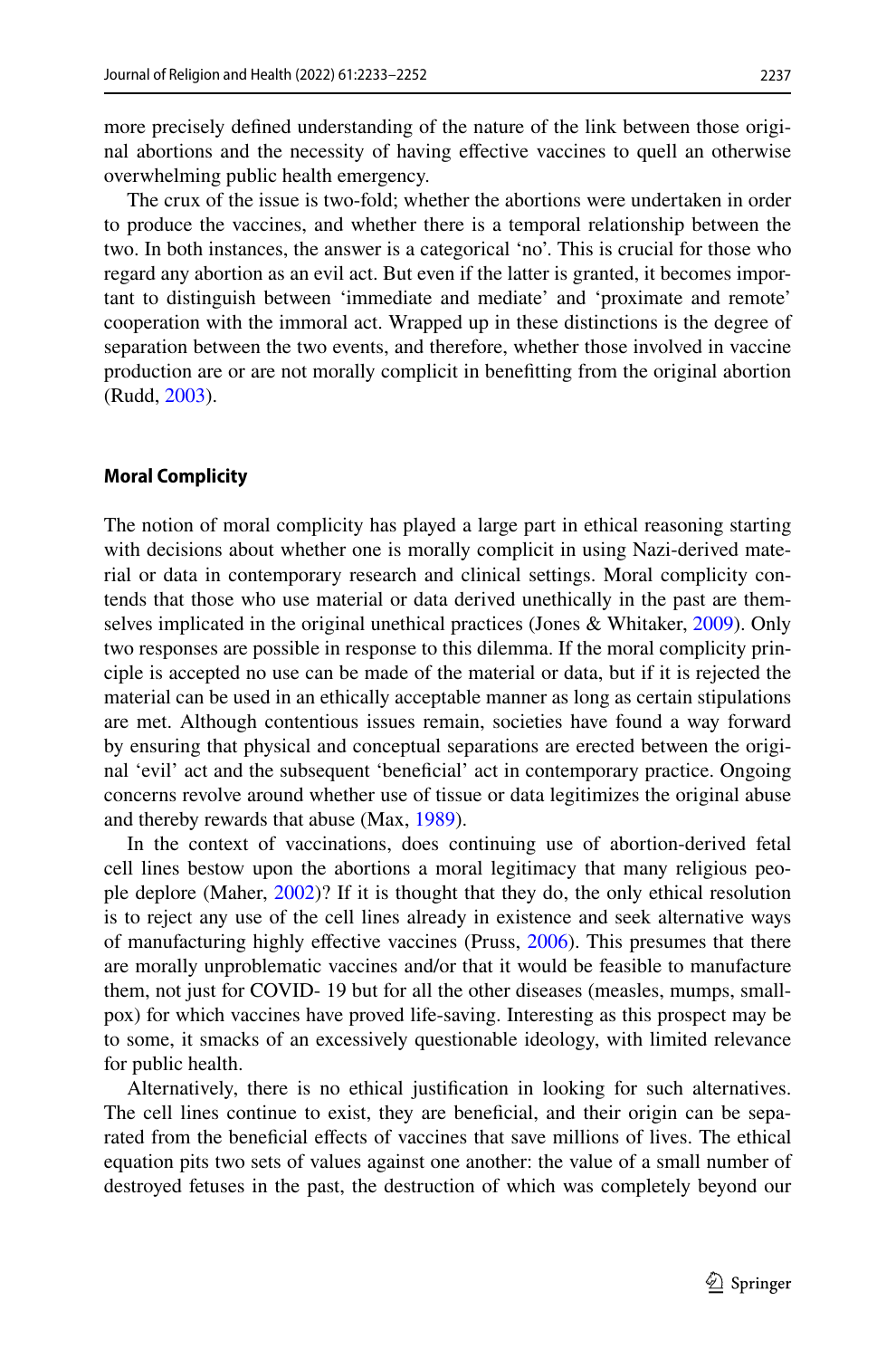more precisely defined understanding of the nature of the link between those original abortions and the necessity of having effective vaccines to quell an otherwise overwhelming public health emergency.

The crux of the issue is two-fold; whether the abortions were undertaken in order to produce the vaccines, and whether there is a temporal relationship between the two. In both instances, the answer is a categorical 'no'. This is crucial for those who regard any abortion as an evil act. But even if the latter is granted, it becomes important to distinguish between 'immediate and mediate' and 'proximate and remote' cooperation with the immoral act. Wrapped up in these distinctions is the degree of separation between the two events, and therefore, whether those involved in vaccine production are or are not morally complicit in benefitting from the original abortion (Rudd, 2003).

## Moral Complicity

The notion of moral complicity has played a large part in ethical reasoning starting with decisions about whether one is morally complicit in using Nazi-derived material or data in contemporary research and clinical settings. Moral complicity contends that those who use material or data derived unethically in the past are themselves implicated in the original unethical practices (Jones & Whitaker, 2009). Only two responses are possible in response to this dilemma. If the moral complicity principle is accepted no use can be made of the material or data, but if it is rejected the material can be used in an ethically acceptable manner as long as certain stipulations are met. Although contentious issues remain, societies have found a way forward by ensuring that physical and conceptual separations are erected between the original 'evil' act and the subsequent 'beneficial' act in contemporary practice. Ongoing concerns revolve around whether use of tissue or data legitimizes the original abuse and thereby rewards that abuse (Max, 1989).

In the context of vaccinations, does continuing use of abortion-derived fetal cell lines bestow upon the abortions a moral legitimacy that many religious people deplore (Maher, 2002)? If it is thought that they do, the only ethical resolution is to reject any use of the cell lines already in existence and seek alternative ways of manufacturing highly effective vaccines (Pruss, 2006). This presumes that there are morally unproblematic vaccines and/or that it would be feasible to manufacture them, not just for COVID- 19 but for all the other diseases (measles, mumps, smallpox) for which vaccines have proved life-saving. Interesting as this prospect may be to some, it smacks of an excessively questionable ideology, with limited relevance for public health.

Alternatively, there is no ethical justification in looking for such alternatives. The cell lines continue to exist, they are beneficial, and their origin can be separated from the beneficial effects of vaccines that save millions of lives. The ethical equation pits two sets of values against one another: the value of a small number of destroyed fetuses in the past, the destruction of which was completely beyond our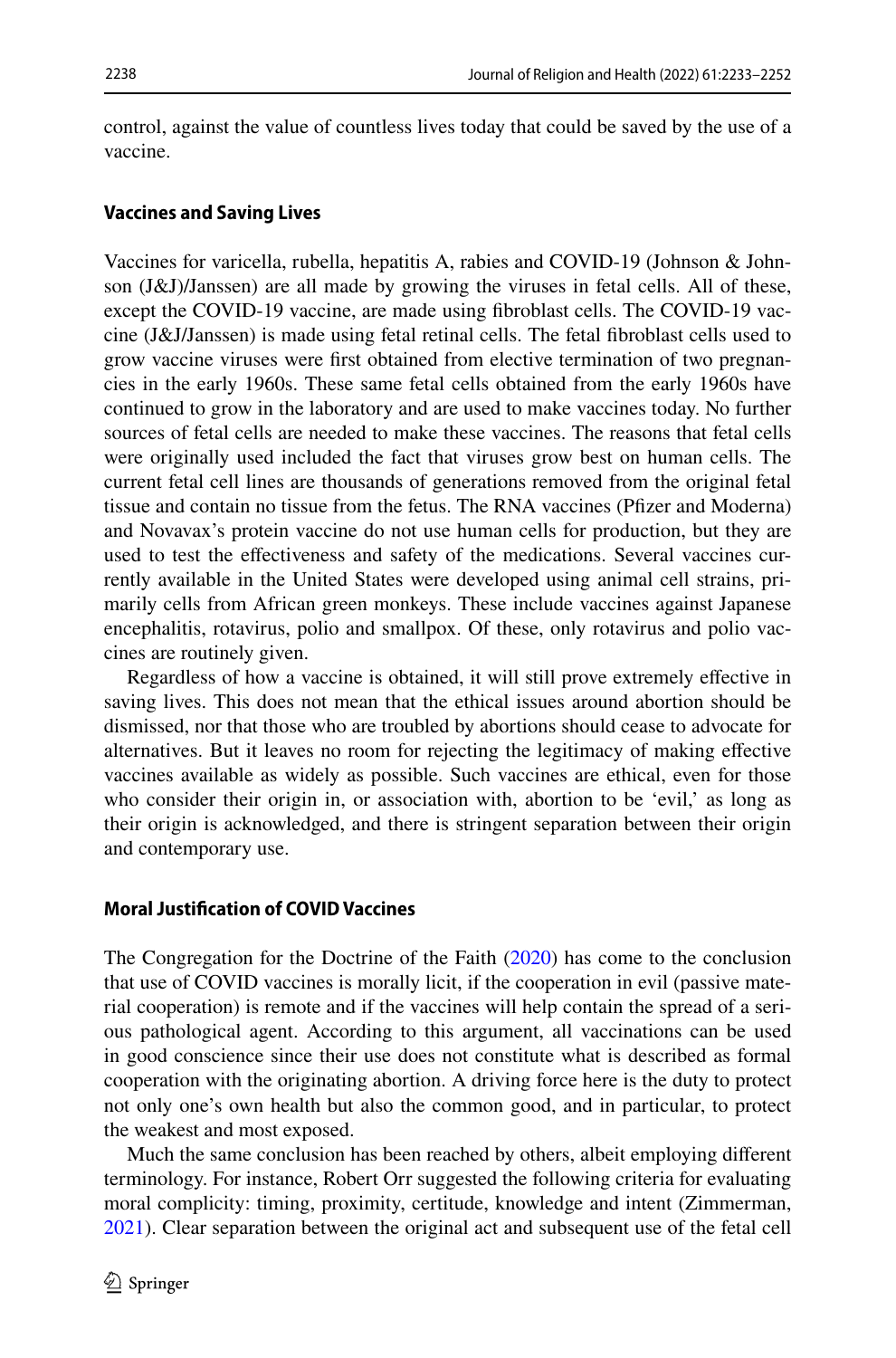control, against the value of countless lives today that could be saved by the use of a vaccine.

### Vaccines and Saving Lives

Vaccines for varicella, rubella, hepatitis A, rabies and COVID-19 (Johnson & Johnson (J&J)/Janssen) are all made by growing the viruses in fetal cells. All of these, except the COVID-19 vaccine, are made using fibroblast cells. The COVID-19 vaccine (J&J/Janssen) is made using fetal retinal cells. The fetal fibroblast cells used to grow vaccine viruses were first obtained from elective termination of two pregnancies in the early 1960s. These same fetal cells obtained from the early 1960s have continued to grow in the laboratory and are used to make vaccines today. No further sources of fetal cells are needed to make these vaccines. The reasons that fetal cells were originally used included the fact that viruses grow best on human cells. The current fetal cell lines are thousands of generations removed from the original fetal tissue and contain no tissue from the fetus. The RNA vaccines (Pfizer and Moderna) and Novavax's protein vaccine do not use human cells for production, but they are used to test the effectiveness and safety of the medications. Several vaccines currently available in the United States were developed using animal cell strains, primarily cells from African green monkeys. These include vaccines against Japanese encephalitis, rotavirus, polio and smallpox. Of these, only rotavirus and polio vaccines are routinely given.

Regardless of how a vaccine is obtained, it will still prove extremely effective in saving lives. This does not mean that the ethical issues around abortion should be dismissed, nor that those who are troubled by abortions should cease to advocate for alternatives. But it leaves no room for rejecting the legitimacy of making effective vaccines available as widely as possible. Such vaccines are ethical, even for those who consider their origin in, or association with, abortion to be 'evil,' as long as their origin is acknowledged, and there is stringent separation between their origin and contemporary use.

### Moral Justification of COVID Vaccines

The Congregation for the Doctrine of the Faith (2020) has come to the conclusion that use of COVID vaccines is morally licit, if the cooperation in evil (passive material cooperation) is remote and if the vaccines will help contain the spread of a serious pathological agent. According to this argument, all vaccinations can be used in good conscience since their use does not constitute what is described as formal cooperation with the originating abortion. A driving force here is the duty to protect not only one's own health but also the common good, and in particular, to protect the weakest and most exposed.

Much the same conclusion has been reached by others, albeit employing different terminology. For instance, Robert Orr suggested the following criteria for evaluating moral complicity: timing, proximity, certitude, knowledge and intent (Zimmerman, 2021). Clear separation between the original act and subsequent use of the fetal cell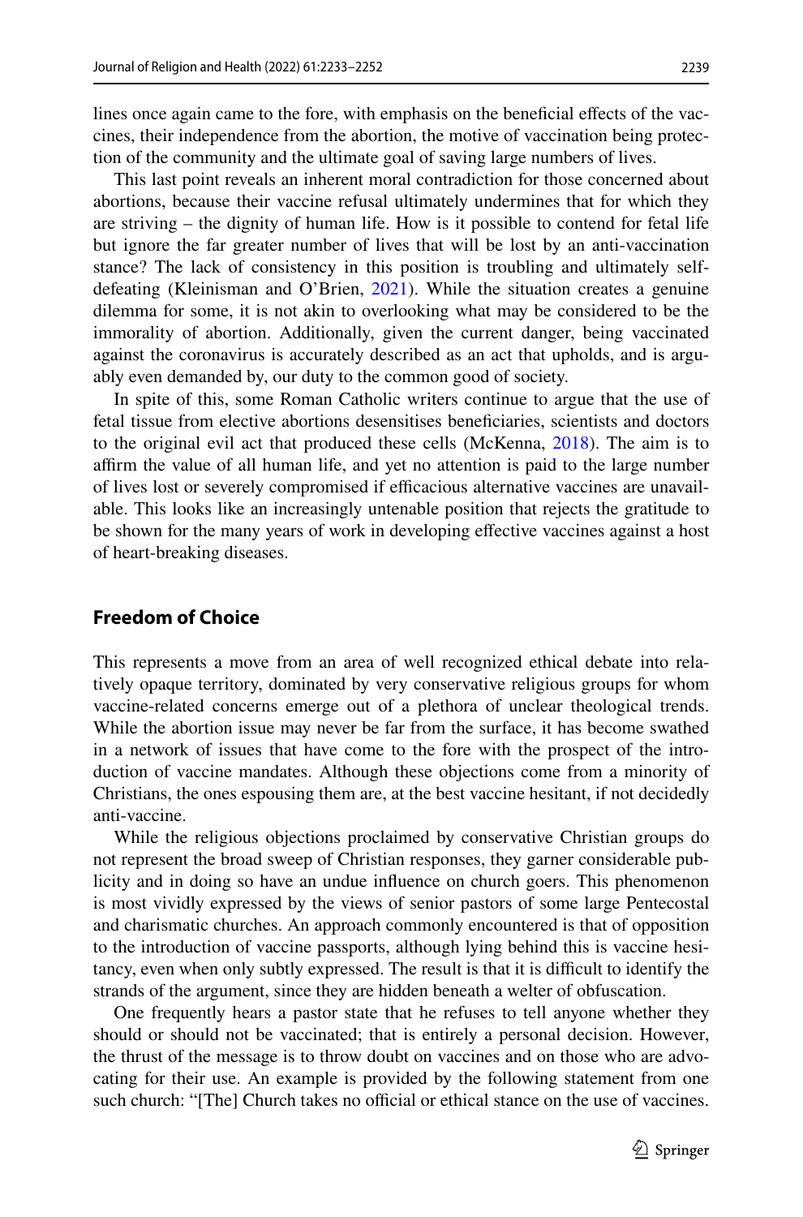lines once again came to the fore, with emphasis on the beneficial effects of the vaccines, their independence from the abortion, the motive of vaccination being protection of the community and the ultimate goal of saving large numbers of lives.

This last point reveals an inherent moral contradiction for those concerned about abortions, because their vaccine refusal ultimately undermines that for which they are striving – the dignity of human life. How is it possible to contend for fetal life but ignore the far greater number of lives that will be lost by an anti-vaccination stance? The lack of consistency in this position is troubling and ultimately self-defeating (Kleinisman and O'Brien, 2021). While the situation creates a genuine dilemma for some, it is not akin to overlooking what may be considered to be the immorality of abortion. Additionally, given the current danger, being vaccinated against the coronavirus is accurately described as an act that upholds, and is arguably even demanded by, our duty to the common good of society.

In spite of this, some Roman Catholic writers continue to argue that the use of fetal tissue from elective abortions desensitises beneficiaries, scientists and doctors to the original evil act that produced these cells (McKenna, 2018). The aim is to affirm the value of all human life, and yet no attention is paid to the large number of lives lost or severely compromised if efficacious alternative vaccines are unavailable. This looks like an increasingly untenable position that rejects the gratitude to be shown for the many years of work in developing effective vaccines against a host of heart-breaking diseases.

## Freedom of Choice

This represents a move from an area of well recognized ethical debate into relatively opaque territory, dominated by very conservative religious groups for whom vaccine-related concerns emerge out of a plethora of unclear theological trends. While the abortion issue may never be far from the surface, it has become swathed in a network of issues that have come to the fore with the prospect of the introduction of vaccine mandates. Although these objections come from a minority of Christians, the ones espousing them are, at the best vaccine hesitant, if not decidedly anti-vaccine.

While the religious objections proclaimed by conservative Christian groups do not represent the broad sweep of Christian responses, they garner considerable publicity and in doing so have an undue influence on church goers. This phenomenon is most vividly expressed by the views of senior pastors of some large Pentecostal and charismatic churches. An approach commonly encountered is that of opposition to the introduction of vaccine passports, although lying behind this is vaccine hesitancy, even when only subtly expressed. The result is that it is difficult to identify the strands of the argument, since they are hidden beneath a welter of obfuscation.

One frequently hears a pastor state that he refuses to tell anyone whether they should or should not be vaccinated; that is entirely a personal decision. However, the thrust of the message is to throw doubt on vaccines and on those who are advocating for their use. An example is provided by the following statement from one such church: "[The] Church takes no official or ethical stance on the use of vaccines.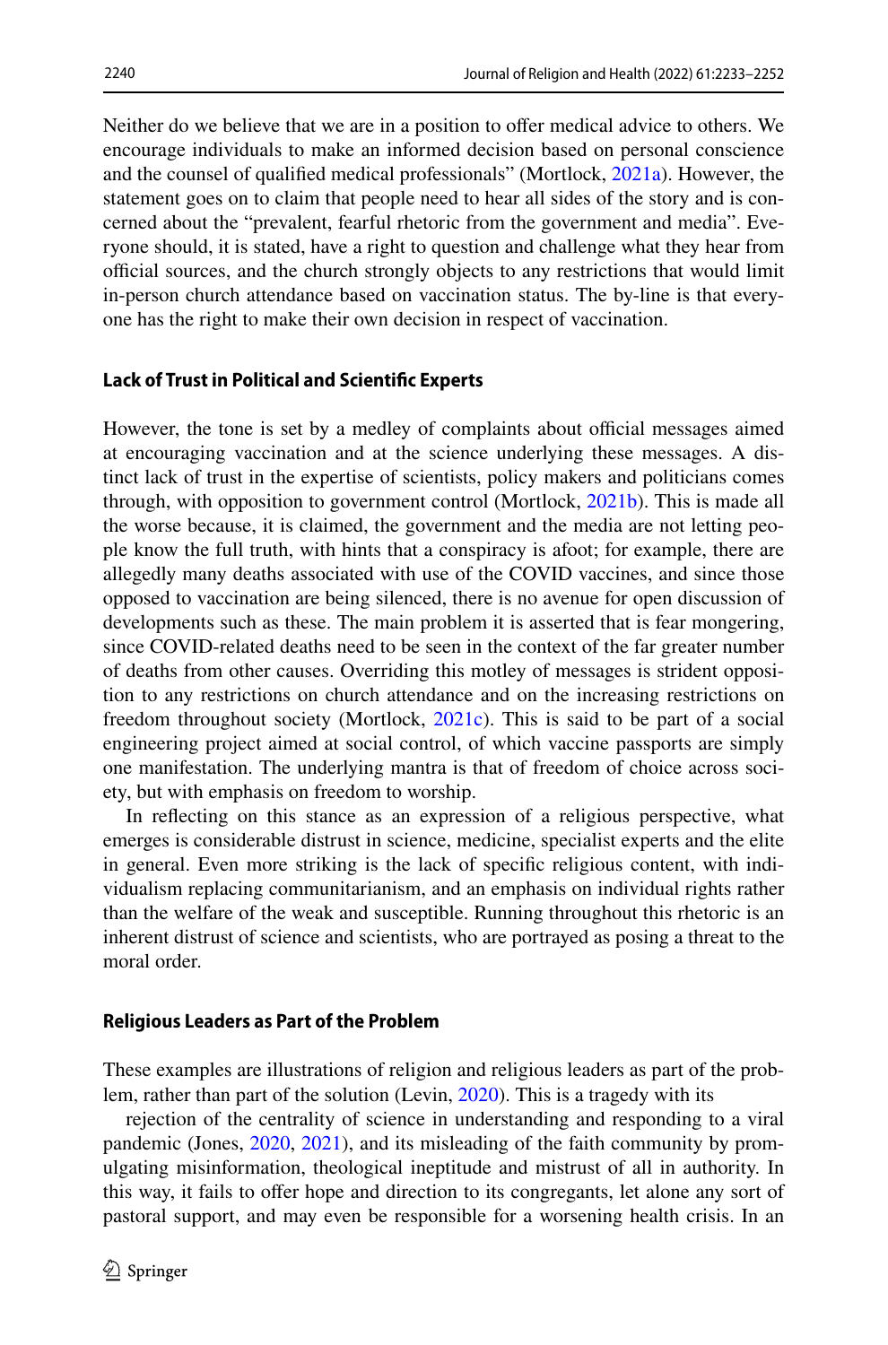Neither do we believe that we are in a position to offer medical advice to others. We encourage individuals to make an informed decision based on personal conscience and the counsel of qualified medical professionals" (Mortlock, 2021a). However, the statement goes on to claim that people need to hear all sides of the story and is concerned about the "prevalent, fearful rhetoric from the government and media". Everyone should, it is stated, have a right to question and challenge what they hear from official sources, and the church strongly objects to any restrictions that would limit in-person church attendance based on vaccination status. The by-line is that everyone has the right to make their own decision in respect of vaccination.

### Lack of Trust in Political and Scientific Experts

However, the tone is set by a medley of complaints about official messages aimed at encouraging vaccination and at the science underlying these messages. A distinct lack of trust in the expertise of scientists, policy makers and politicians comes through, with opposition to government control (Mortlock, 2021b). This is made all the worse because, it is claimed, the government and the media are not letting people know the full truth, with hints that a conspiracy is afoot; for example, there are allegedly many deaths associated with use of the COVID vaccines, and since those opposed to vaccination are being silenced, there is no avenue for open discussion of developments such as these. The main problem it is asserted that is fear mongering, since COVID-related deaths need to be seen in the context of the far greater number of deaths from other causes. Overriding this motley of messages is strident opposition to any restrictions on church attendance and on the increasing restrictions on freedom throughout society (Mortlock, 2021c). This is said to be part of a social engineering project aimed at social control, of which vaccine passports are simply one manifestation. The underlying mantra is that of freedom of choice across society, but with emphasis on freedom to worship.

In reflecting on this stance as an expression of a religious perspective, what emerges is considerable distrust in science, medicine, specialist experts and the elite in general. Even more striking is the lack of specific religious content, with individualism replacing communitarianism, and an emphasis on individual rights rather than the welfare of the weak and susceptible. Running throughout this rhetoric is an inherent distrust of science and scientists, who are portrayed as posing a threat to the moral order.

### Religious Leaders as Part of the Problem

These examples are illustrations of religion and religious leaders as part of the problem, rather than part of the solution (Levin, 2020). This is a tragedy with its rejection of the centrality of science in understanding and responding to a viral pandemic (Jones, 2020, 2021), and its misleading of the faith community by promulgating misinformation, theological ineptitude and mistrust of all in authority. In this way, it fails to offer hope and direction to its congregants, let alone any sort of pastoral support, and may even be responsible for a worsening health crisis. In an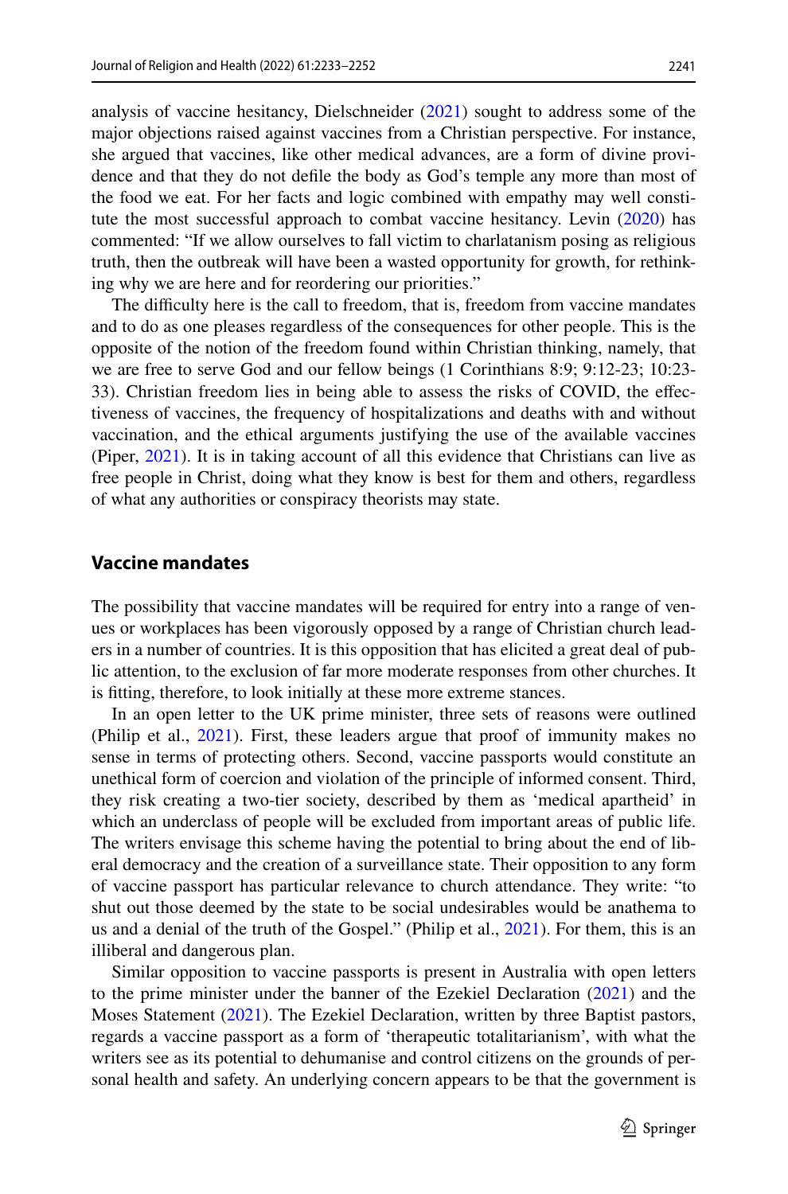analysis of vaccine hesitancy, Dielschneider (2021) sought to address some of the major objections raised against vaccines from a Christian perspective. For instance, she argued that vaccines, like other medical advances, are a form of divine providence and that they do not defile the body as God's temple any more than most of the food we eat. For her facts and logic combined with empathy may well constitute the most successful approach to combat vaccine hesitancy. Levin (2020) has commented: "If we allow ourselves to fall victim to charlatanism posing as religious truth, then the outbreak will have been a wasted opportunity for growth, for rethinking why we are here and for reordering our priorities."

The difficulty here is the call to freedom, that is, freedom from vaccine mandates and to do as one pleases regardless of the consequences for other people. This is the opposite of the notion of the freedom found within Christian thinking, namely, that we are free to serve God and our fellow beings (1 Corinthians 8:9; 9:12-23; 10:23-33). Christian freedom lies in being able to assess the risks of COVID, the effectiveness of vaccines, the frequency of hospitalizations and deaths with and without vaccination, and the ethical arguments justifying the use of the available vaccines (Piper, 2021). It is in taking account of all this evidence that Christians can live as free people in Christ, doing what they know is best for them and others, regardless of what any authorities or conspiracy theorists may state.

## Vaccine mandates

The possibility that vaccine mandates will be required for entry into a range of venues or workplaces has been vigorously opposed by a range of Christian church leaders in a number of countries. It is this opposition that has elicited a great deal of public attention, to the exclusion of far more moderate responses from other churches. It is fitting, therefore, to look initially at these more extreme stances.

In an open letter to the UK prime minister, three sets of reasons were outlined (Philip et al., 2021). First, these leaders argue that proof of immunity makes no sense in terms of protecting others. Second, vaccine passports would constitute an unethical form of coercion and violation of the principle of informed consent. Third, they risk creating a two-tier society, described by them as 'medical apartheid' in which an underclass of people will be excluded from important areas of public life. The writers envisage this scheme having the potential to bring about the end of liberal democracy and the creation of a surveillance state. Their opposition to any form of vaccine passport has particular relevance to church attendance. They write: "to shut out those deemed by the state to be social undesirables would be anathema to us and a denial of the truth of the Gospel." (Philip et al., 2021). For them, this is an illiberal and dangerous plan.

Similar opposition to vaccine passports is present in Australia with open letters to the prime minister under the banner of the Ezekiel Declaration (2021) and the Moses Statement (2021). The Ezekiel Declaration, written by three Baptist pastors, regards a vaccine passport as a form of 'therapeutic totalitarianism', with what the writers see as its potential to dehumanise and control citizens on the grounds of personal health and safety. An underlying concern appears to be that the government is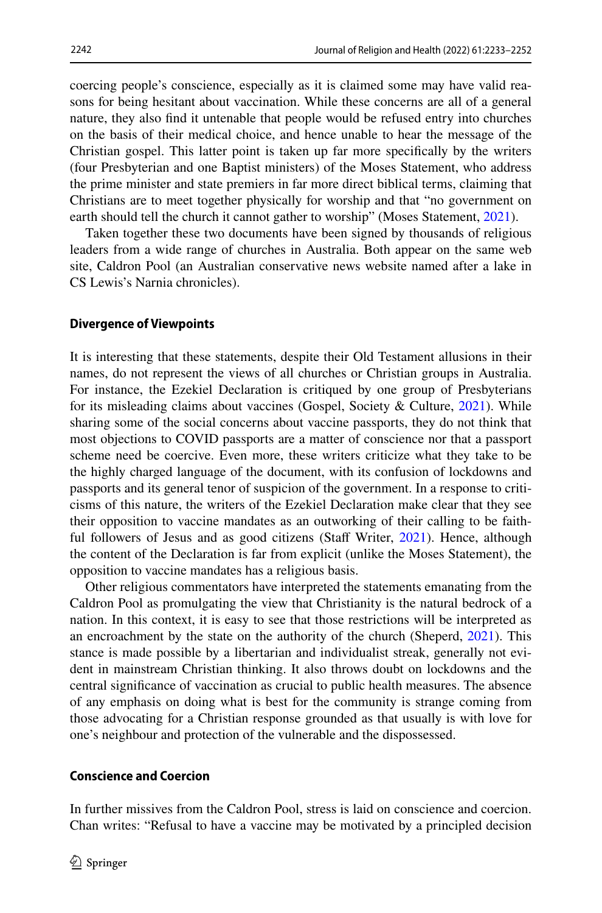coercing people's conscience, especially as it is claimed some may have valid reasons for being hesitant about vaccination. While these concerns are all of a general nature, they also find it untenable that people would be refused entry into churches on the basis of their medical choice, and hence unable to hear the message of the Christian gospel. This latter point is taken up far more specifically by the writers (four Presbyterian and one Baptist ministers) of the Moses Statement, who address the prime minister and state premiers in far more direct biblical terms, claiming that Christians are to meet together physically for worship and that "no government on earth should tell the church it cannot gather to worship" (Moses Statement, 2021).

Taken together these two documents have been signed by thousands of religious leaders from a wide range of churches in Australia. Both appear on the same web site, Caldron Pool (an Australian conservative news website named after a lake in CS Lewis's Narnia chronicles).

#### Divergence of Viewpoints

It is interesting that these statements, despite their Old Testament allusions in their names, do not represent the views of all churches or Christian groups in Australia. For instance, the Ezekiel Declaration is critiqued by one group of Presbyterians for its misleading claims about vaccines (Gospel, Society & Culture, 2021). While sharing some of the social concerns about vaccine passports, they do not think that most objections to COVID passports are a matter of conscience nor that a passport scheme need be coercive. Even more, these writers criticize what they take to be the highly charged language of the document, with its confusion of lockdowns and passports and its general tenor of suspicion of the government. In a response to criticisms of this nature, the writers of the Ezekiel Declaration make clear that they see their opposition to vaccine mandates as an outworking of their calling to be faithful followers of Jesus and as good citizens (Staff Writer, 2021). Hence, although the content of the Declaration is far from explicit (unlike the Moses Statement), the opposition to vaccine mandates has a religious basis.

Other religious commentators have interpreted the statements emanating from the Caldron Pool as promulgating the view that Christianity is the natural bedrock of a nation. In this context, it is easy to see that those restrictions will be interpreted as an encroachment by the state on the authority of the church (Sheperd, 2021). This stance is made possible by a libertarian and individualist streak, generally not evident in mainstream Christian thinking. It also throws doubt on lockdowns and the central significance of vaccination as crucial to public health measures. The absence of any emphasis on doing what is best for the community is strange coming from those advocating for a Christian response grounded as that usually is with love for one's neighbour and protection of the vulnerable and the dispossessed.

#### Conscience and Coercion

In further missives from the Caldron Pool, stress is laid on conscience and coercion. Chan writes: "Refusal to have a vaccine may be motivated by a principled decision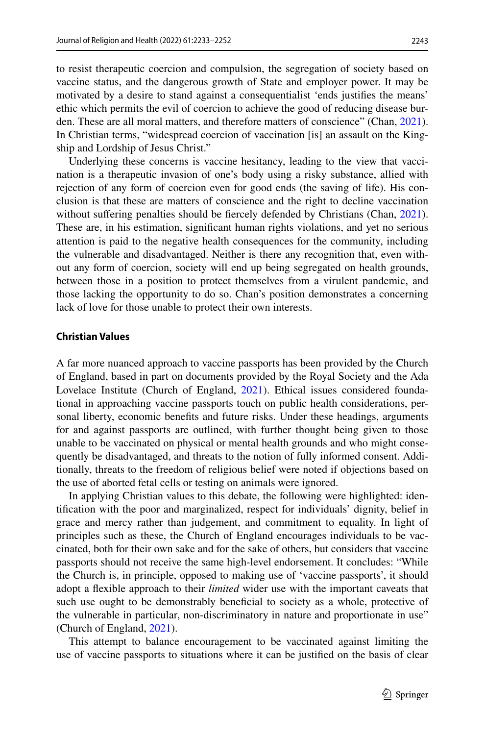to resist therapeutic coercion and compulsion, the segregation of society based on vaccine status, and the dangerous growth of State and employer power. It may be motivated by a desire to stand against a consequentialist 'ends justifies the means' ethic which permits the evil of coercion to achieve the good of reducing disease burden. These are all moral matters, and therefore matters of conscience" (Chan, 2021). In Christian terms, "widespread coercion of vaccination [is] an assault on the Kingship and Lordship of Jesus Christ."

Underlying these concerns is vaccine hesitancy, leading to the view that vaccination is a therapeutic invasion of one's body using a risky substance, allied with rejection of any form of coercion even for good ends (the saving of life). His conclusion is that these are matters of conscience and the right to decline vaccination without suffering penalties should be fiercely defended by Christians (Chan, 2021). These are, in his estimation, significant human rights violations, and yet no serious attention is paid to the negative health consequences for the community, including the vulnerable and disadvantaged. Neither is there any recognition that, even without any form of coercion, society will end up being segregated on health grounds, between those in a position to protect themselves from a virulent pandemic, and those lacking the opportunity to do so. Chan's position demonstrates a concerning lack of love for those unable to protect their own interests.

### Christian Values

A far more nuanced approach to vaccine passports has been provided by the Church of England, based in part on documents provided by the Royal Society and the Ada Lovelace Institute (Church of England, 2021). Ethical issues considered foundational in approaching vaccine passports touch on public health considerations, personal liberty, economic benefits and future risks. Under these headings, arguments for and against passports are outlined, with further thought being given to those unable to be vaccinated on physical or mental health grounds and who might consequently be disadvantaged, and threats to the notion of fully informed consent. Additionally, threats to the freedom of religious belief were noted if objections based on the use of aborted fetal cells or testing on animals were ignored.

In applying Christian values to this debate, the following were highlighted: identification with the poor and marginalized, respect for individuals' dignity, belief in grace and mercy rather than judgement, and commitment to equality. In light of principles such as these, the Church of England encourages individuals to be vaccinated, both for their own sake and for the sake of others, but considers that vaccine passports should not receive the same high-level endorsement. It concludes: "While the Church is, in principle, opposed to making use of 'vaccine passports', it should adopt a flexible approach to their *limited* wider use with the important caveats that such use ought to be demonstrably beneficial to society as a whole, protective of the vulnerable in particular, non-discriminatory in nature and proportionate in use" (Church of England, 2021).

This attempt to balance encouragement to be vaccinated against limiting the use of vaccine passports to situations where it can be justified on the basis of clear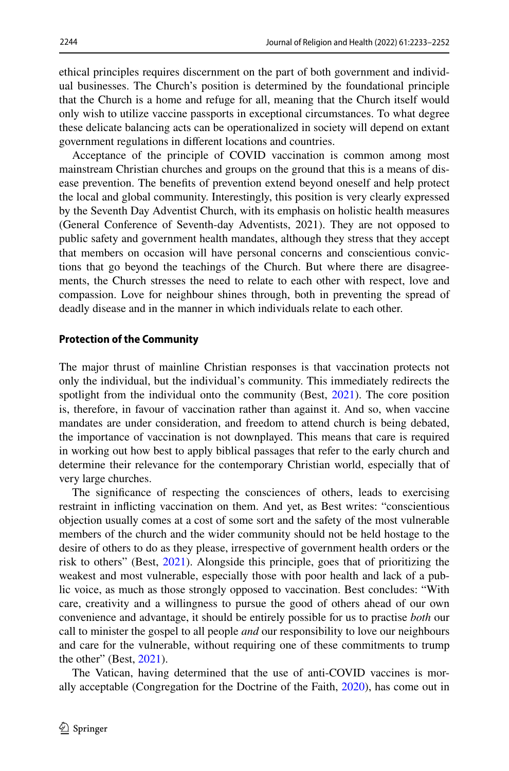ethical principles requires discernment on the part of both government and individual businesses. The Church's position is determined by the foundational principle that the Church is a home and refuge for all, meaning that the Church itself would only wish to utilize vaccine passports in exceptional circumstances. To what degree these delicate balancing acts can be operationalized in society will depend on extant government regulations in different locations and countries.

Acceptance of the principle of COVID vaccination is common among most mainstream Christian churches and groups on the ground that this is a means of disease prevention. The benefits of prevention extend beyond oneself and help protect the local and global community. Interestingly, this position is very clearly expressed by the Seventh Day Adventist Church, with its emphasis on holistic health measures (General Conference of Seventh-day Adventists, 2021). They are not opposed to public safety and government health mandates, although they stress that they accept that members on occasion will have personal concerns and conscientious convictions that go beyond the teachings of the Church. But where there are disagreements, the Church stresses the need to relate to each other with respect, love and compassion. Love for neighbour shines through, both in preventing the spread of deadly disease and in the manner in which individuals relate to each other.

### Protection of the Community

The major thrust of mainline Christian responses is that vaccination protects not only the individual, but the individual's community. This immediately redirects the spotlight from the individual onto the community (Best, 2021). The core position is, therefore, in favour of vaccination rather than against it. And so, when vaccine mandates are under consideration, and freedom to attend church is being debated, the importance of vaccination is not downplayed. This means that care is required in working out how best to apply biblical passages that refer to the early church and determine their relevance for the contemporary Christian world, especially that of very large churches.

The significance of respecting the consciences of others, leads to exercising restraint in inflicting vaccination on them. And yet, as Best writes: "conscientious objection usually comes at a cost of some sort and the safety of the most vulnerable members of the church and the wider community should not be held hostage to the desire of others to do as they please, irrespective of government health orders or the risk to others" (Best, 2021). Alongside this principle, goes that of prioritizing the weakest and most vulnerable, especially those with poor health and lack of a public voice, as much as those strongly opposed to vaccination. Best concludes: "With care, creativity and a willingness to pursue the good of others ahead of our own convenience and advantage, it should be entirely possible for us to practise *both* our call to minister the gospel to all people *and* our responsibility to love our neighbours and care for the vulnerable, without requiring one of these commitments to trump the other" (Best, 2021).

The Vatican, having determined that the use of anti-COVID vaccines is morally acceptable (Congregation for the Doctrine of the Faith, 2020), has come out in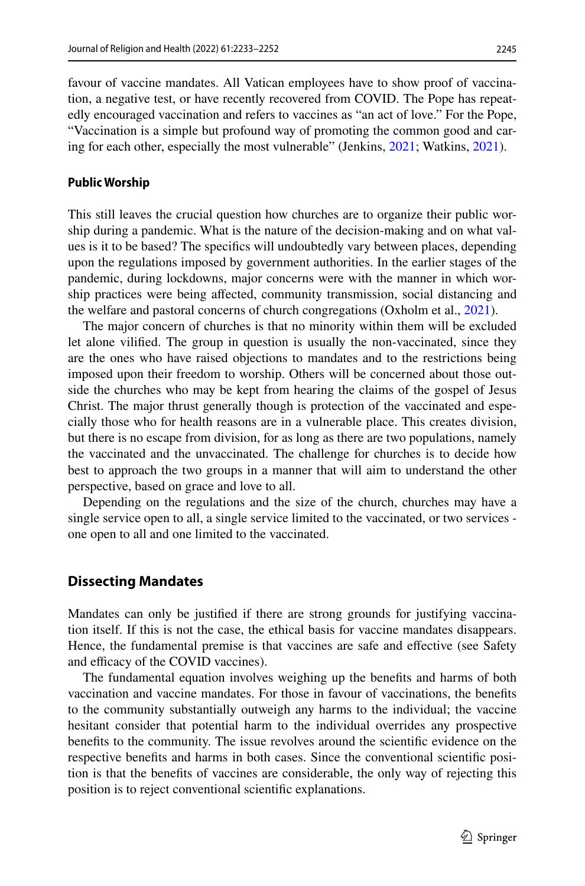favour of vaccine mandates. All Vatican employees have to show proof of vaccination, a negative test, or have recently recovered from COVID. The Pope has repeatedly encouraged vaccination and refers to vaccines as "an act of love." For the Pope, "Vaccination is a simple but profound way of promoting the common good and caring for each other, especially the most vulnerable" (Jenkins, 2021; Watkins, 2021).

### Public Worship

This still leaves the crucial question how churches are to organize their public worship during a pandemic. What is the nature of the decision-making and on what values is it to be based? The specifics will undoubtedly vary between places, depending upon the regulations imposed by government authorities. In the earlier stages of the pandemic, during lockdowns, major concerns were with the manner in which worship practices were being affected, community transmission, social distancing and the welfare and pastoral concerns of church congregations (Oxholm et al., 2021).

The major concern of churches is that no minority within them will be excluded let alone vilified. The group in question is usually the non-vaccinated, since they are the ones who have raised objections to mandates and to the restrictions being imposed upon their freedom to worship. Others will be concerned about those outside the churches who may be kept from hearing the claims of the gospel of Jesus Christ. The major thrust generally though is protection of the vaccinated and especially those who for health reasons are in a vulnerable place. This creates division, but there is no escape from division, for as long as there are two populations, namely the vaccinated and the unvaccinated. The challenge for churches is to decide how best to approach the two groups in a manner that will aim to understand the other perspective, based on grace and love to all.

Depending on the regulations and the size of the church, churches may have a single service open to all, a single service limited to the vaccinated, or two services - one open to all and one limited to the vaccinated.

## Dissecting Mandates

Mandates can only be justified if there are strong grounds for justifying vaccination itself. If this is not the case, the ethical basis for vaccine mandates disappears. Hence, the fundamental premise is that vaccines are safe and effective (see Safety and efficacy of the COVID vaccines).

The fundamental equation involves weighing up the benefits and harms of both vaccination and vaccine mandates. For those in favour of vaccinations, the benefits to the community substantially outweigh any harms to the individual; the vaccine hesitant consider that potential harm to the individual overrides any prospective benefits to the community. The issue revolves around the scientific evidence on the respective benefits and harms in both cases. Since the conventional scientific position is that the benefits of vaccines are considerable, the only way of rejecting this position is to reject conventional scientific explanations.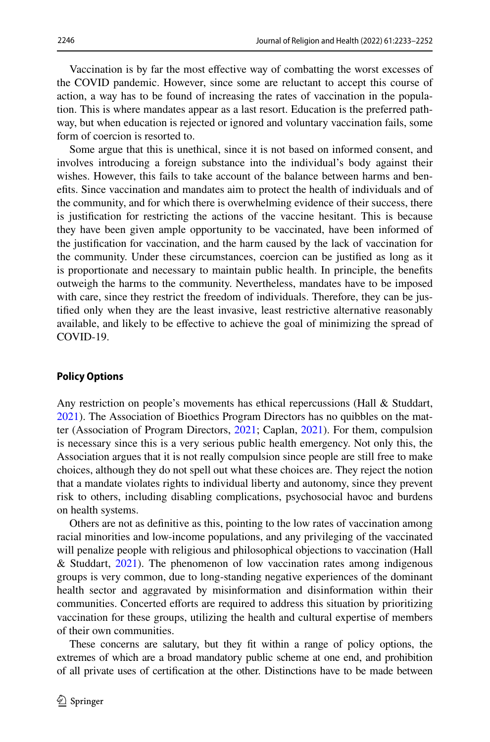Vaccination is by far the most effective way of combatting the worst excesses of the COVID pandemic. However, since some are reluctant to accept this course of action, a way has to be found of increasing the rates of vaccination in the population. This is where mandates appear as a last resort. Education is the preferred pathway, but when education is rejected or ignored and voluntary vaccination fails, some form of coercion is resorted to.

Some argue that this is unethical, since it is not based on informed consent, and involves introducing a foreign substance into the individual's body against their wishes. However, this fails to take account of the balance between harms and benefits. Since vaccination and mandates aim to protect the health of individuals and of the community, and for which there is overwhelming evidence of their success, there is justification for restricting the actions of the vaccine hesitant. This is because they have been given ample opportunity to be vaccinated, have been informed of the justification for vaccination, and the harm caused by the lack of vaccination for the community. Under these circumstances, coercion can be justified as long as it is proportionate and necessary to maintain public health. In principle, the benefits outweigh the harms to the community. Nevertheless, mandates have to be imposed with care, since they restrict the freedom of individuals. Therefore, they can be justified only when they are the least invasive, least restrictive alternative reasonably available, and likely to be effective to achieve the goal of minimizing the spread of COVID-19.

## Policy Options

Any restriction on people's movements has ethical repercussions (Hall & Studdart, 2021). The Association of Bioethics Program Directors has no quibbles on the matter (Association of Program Directors, 2021; Caplan, 2021). For them, compulsion is necessary since this is a very serious public health emergency. Not only this, the Association argues that it is not really compulsion since people are still free to make choices, although they do not spell out what these choices are. They reject the notion that a mandate violates rights to individual liberty and autonomy, since they prevent risk to others, including disabling complications, psychosocial havoc and burdens on health systems.

Others are not as definitive as this, pointing to the low rates of vaccination among racial minorities and low-income populations, and any privileging of the vaccinated will penalize people with religious and philosophical objections to vaccination (Hall & Studdart, 2021). The phenomenon of low vaccination rates among indigenous groups is very common, due to long-standing negative experiences of the dominant health sector and aggravated by misinformation and disinformation within their communities. Concerted efforts are required to address this situation by prioritizing vaccination for these groups, utilizing the health and cultural expertise of members of their own communities.

These concerns are salutary, but they fit within a range of policy options, the extremes of which are a broad mandatory public scheme at one end, and prohibition of all private uses of certification at the other. Distinctions have to be made between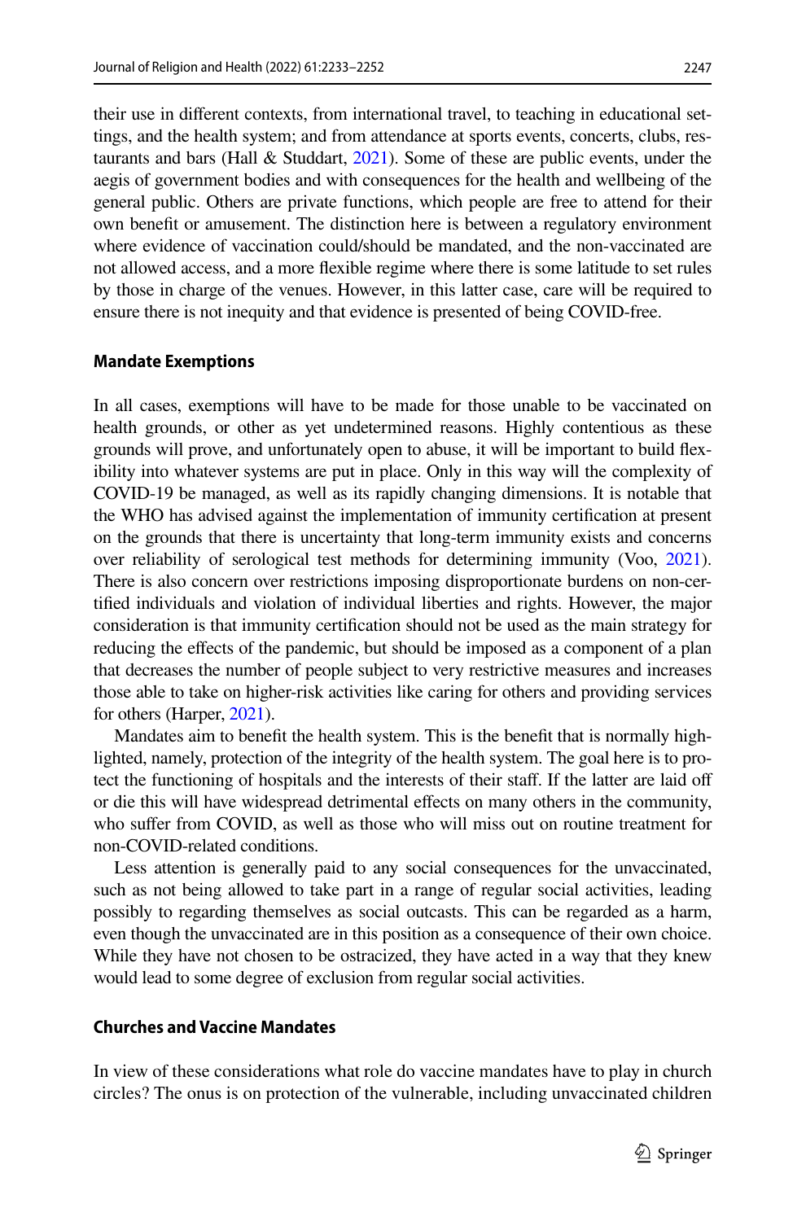their use in different contexts, from international travel, to teaching in educational settings, and the health system; and from attendance at sports events, concerts, clubs, restaurants and bars (Hall & Studdart, 2021). Some of these are public events, under the aegis of government bodies and with consequences for the health and wellbeing of the general public. Others are private functions, which people are free to attend for their own benefit or amusement. The distinction here is between a regulatory environment where evidence of vaccination could/should be mandated, and the non-vaccinated are not allowed access, and a more flexible regime where there is some latitude to set rules by those in charge of the venues. However, in this latter case, care will be required to ensure there is not inequity and that evidence is presented of being COVID-free.

## Mandate Exemptions

In all cases, exemptions will have to be made for those unable to be vaccinated on health grounds, or other as yet undetermined reasons. Highly contentious as these grounds will prove, and unfortunately open to abuse, it will be important to build flexibility into whatever systems are put in place. Only in this way will the complexity of COVID-19 be managed, as well as its rapidly changing dimensions. It is notable that the WHO has advised against the implementation of immunity certification at present on the grounds that there is uncertainty that long-term immunity exists and concerns over reliability of serological test methods for determining immunity (Voo, 2021). There is also concern over restrictions imposing disproportionate burdens on non-certified individuals and violation of individual liberties and rights. However, the major consideration is that immunity certification should not be used as the main strategy for reducing the effects of the pandemic, but should be imposed as a component of a plan that decreases the number of people subject to very restrictive measures and increases those able to take on higher-risk activities like caring for others and providing services for others (Harper, 2021).

Mandates aim to benefit the health system. This is the benefit that is normally highlighted, namely, protection of the integrity of the health system. The goal here is to protect the functioning of hospitals and the interests of their staff. If the latter are laid off or die this will have widespread detrimental effects on many others in the community, who suffer from COVID, as well as those who will miss out on routine treatment for non-COVID-related conditions.

Less attention is generally paid to any social consequences for the unvaccinated, such as not being allowed to take part in a range of regular social activities, leading possibly to regarding themselves as social outcasts. This can be regarded as a harm, even though the unvaccinated are in this position as a consequence of their own choice. While they have not chosen to be ostracized, they have acted in a way that they knew would lead to some degree of exclusion from regular social activities.

## Churches and Vaccine Mandates

In view of these considerations what role do vaccine mandates have to play in church circles? The onus is on protection of the vulnerable, including unvaccinated children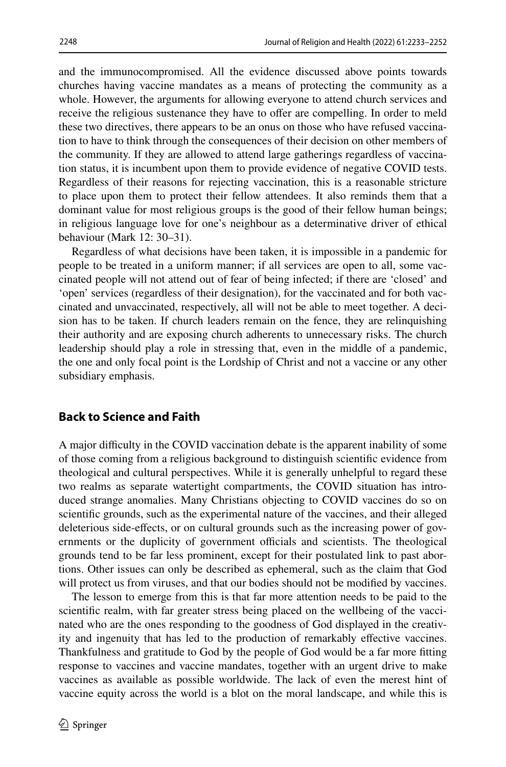and the immunocompromised. All the evidence discussed above points towards churches having vaccine mandates as a means of protecting the community as a whole. However, the arguments for allowing everyone to attend church services and receive the religious sustenance they have to offer are compelling. In order to meld these two directives, there appears to be an onus on those who have refused vaccination to have to think through the consequences of their decision on other members of the community. If they are allowed to attend large gatherings regardless of vaccination status, it is incumbent upon them to provide evidence of negative COVID tests. Regardless of their reasons for rejecting vaccination, this is a reasonable stricture to place upon them to protect their fellow attendees. It also reminds them that a dominant value for most religious groups is the good of their fellow human beings; in religious language love for one's neighbour as a determinative driver of ethical behaviour (Mark 12: 30–31).

Regardless of what decisions have been taken, it is impossible in a pandemic for people to be treated in a uniform manner; if all services are open to all, some vaccinated people will not attend out of fear of being infected; if there are 'closed' and 'open' services (regardless of their designation), for the vaccinated and for both vaccinated and unvaccinated, respectively, all will not be able to meet together. A decision has to be taken. If church leaders remain on the fence, they are relinquishing their authority and are exposing church adherents to unnecessary risks. The church leadership should play a role in stressing that, even in the middle of a pandemic, the one and only focal point is the Lordship of Christ and not a vaccine or any other subsidiary emphasis.

## Back to Science and Faith

A major difficulty in the COVID vaccination debate is the apparent inability of some of those coming from a religious background to distinguish scientific evidence from theological and cultural perspectives. While it is generally unhelpful to regard these two realms as separate watertight compartments, the COVID situation has introduced strange anomalies. Many Christians objecting to COVID vaccines do so on scientific grounds, such as the experimental nature of the vaccines, and their alleged deleterious side-effects, or on cultural grounds such as the increasing power of governments or the duplicity of government officials and scientists. The theological grounds tend to be far less prominent, except for their postulated link to past abortions. Other issues can only be described as ephemeral, such as the claim that God will protect us from viruses, and that our bodies should not be modified by vaccines.

The lesson to emerge from this is that far more attention needs to be paid to the scientific realm, with far greater stress being placed on the wellbeing of the vaccinated who are the ones responding to the goodness of God displayed in the creativity and ingenuity that has led to the production of remarkably effective vaccines. Thankfulness and gratitude to God by the people of God would be a far more fitting response to vaccines and vaccine mandates, together with an urgent drive to make vaccines as available as possible worldwide. The lack of even the merest hint of vaccine equity across the world is a blot on the moral landscape, and while this is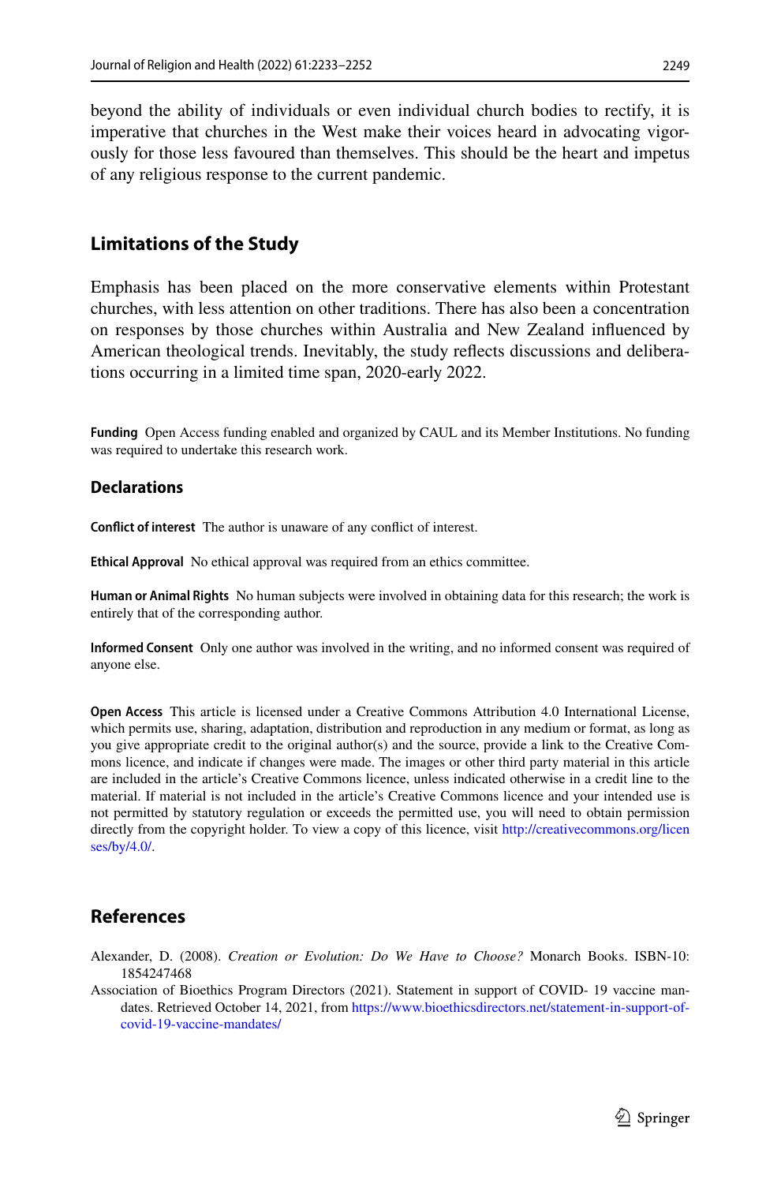beyond the ability of individuals or even individual church bodies to rectify, it is imperative that churches in the West make their voices heard in advocating vigorously for those less favoured than themselves. This should be the heart and impetus of any religious response to the current pandemic.

## Limitations of the Study

Emphasis has been placed on the more conservative elements within Protestant churches, with less attention on other traditions. There has also been a concentration on responses by those churches within Australia and New Zealand influenced by American theological trends. Inevitably, the study reflects discussions and deliberations occurring in a limited time span, 2020-early 2022.

**Funding** Open Access funding enabled and organized by CAUL and its Member Institutions. No funding was required to undertake this research work.

### Declarations

**Conflict of interest** The author is unaware of any conflict of interest.

**Ethical Approval** No ethical approval was required from an ethics committee.

**Human or Animal Rights** No human subjects were involved in obtaining data for this research; the work is entirely that of the corresponding author.

**Informed Consent** Only one author was involved in the writing, and no informed consent was required of anyone else.

**Open Access** This article is licensed under a Creative Commons Attribution 4.0 International License, which permits use, sharing, adaptation, distribution and reproduction in any medium or format, as long as you give appropriate credit to the original author(s) and the source, provide a link to the Creative Commons licence, and indicate if changes were made. The images or other third party material in this article are included in the article's Creative Commons licence, unless indicated otherwise in a credit line to the material. If material is not included in the article's Creative Commons licence and your intended use is not permitted by statutory regulation or exceeds the permitted use, you will need to obtain permission directly from the copyright holder. To view a copy of this licence, visit http://creativecommons.org/licenses/by/4.0/.

## References

Alexander, D. (2008). *Creation or Evolution: Do We Have to Choose?* Monarch Books. ISBN-10: 1854247468

Association of Bioethics Program Directors (2021). Statement in support of COVID- 19 vaccine mandates. Retrieved October 14, 2021, from https://www.bioethicsdirectors.net/statement-in-support-of-covid-19-vaccine-mandates/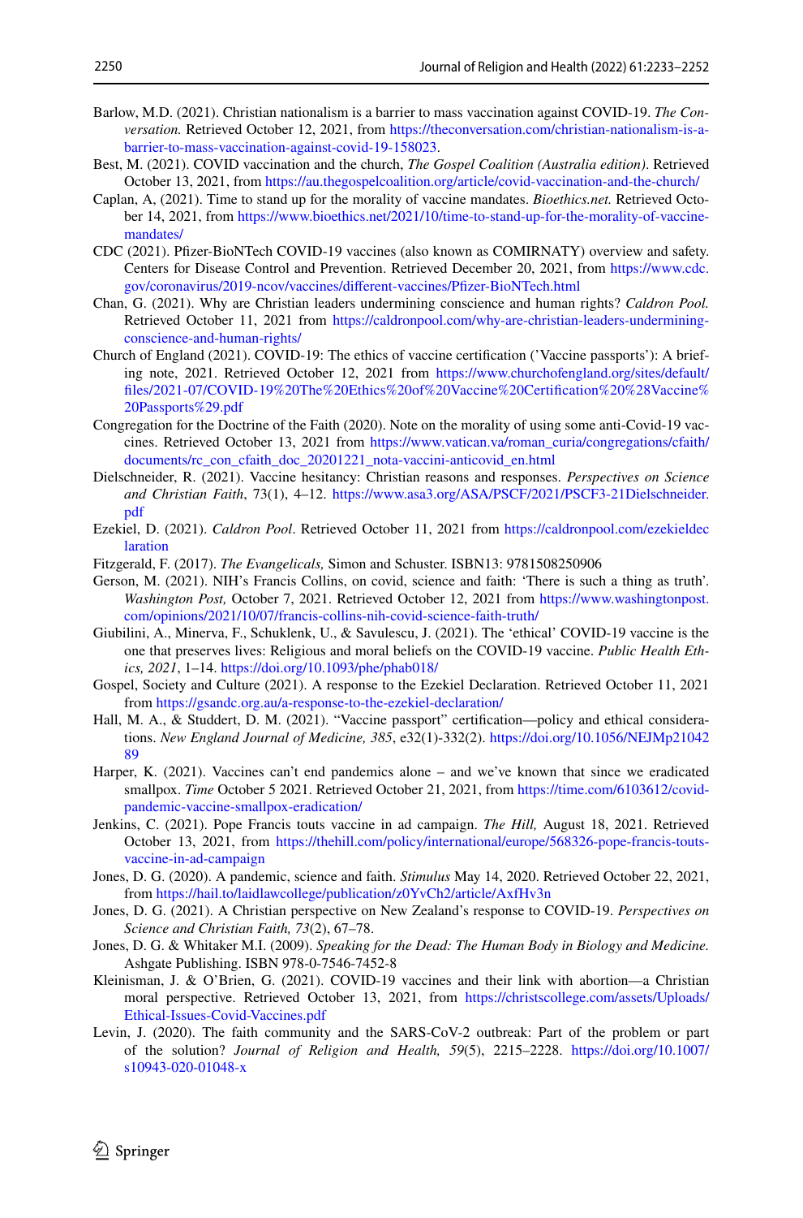Barlow, M.D. (2021). Christian nationalism is a barrier to mass vaccination against COVID-19. *The Conversation.* Retrieved October 12, 2021, from https://theconversation.com/christian-nationalism-is-a-barrier-to-mass-vaccination-against-covid-19-158023.

Best, M. (2021). COVID vaccination and the church, *The Gospel Coalition (Australia edition)*. Retrieved October 13, 2021, from https://au.thegospelcoalition.org/article/covid-vaccination-and-the-church/

Caplan, A, (2021). Time to stand up for the morality of vaccine mandates. *Bioethics.net.* Retrieved October 14, 2021, from https://www.bioethics.net/2021/10/time-to-stand-up-for-the-morality-of-vaccine-mandates/

CDC (2021). Pfizer-BioNTech COVID-19 vaccines (also known as COMIRNATY) overview and safety. Centers for Disease Control and Prevention. Retrieved December 20, 2021, from https://www.cdc.gov/coronavirus/2019-ncov/vaccines/different-vaccines/Pfizer-BioNTech.html

Chan, G. (2021). Why are Christian leaders undermining conscience and human rights? *Caldron Pool.* Retrieved October 11, 2021 from https://caldronpool.com/why-are-christian-leaders-undermining-conscience-and-human-rights/

Church of England (2021). COVID-19: The ethics of vaccine certification ('Vaccine passports'): A briefing note, 2021. Retrieved October 12, 2021 from https://www.churchofengland.org/sites/default/files/2021-07/COVID-19%20The%20Ethics%20of%20Vaccine%20Certification%20%28Vaccine%20Passports%29.pdf

Congregation for the Doctrine of the Faith (2020). Note on the morality of using some anti-Covid-19 vaccines. Retrieved October 13, 2021 from https://www.vatican.va/roman_curia/congregations/cfaith/documents/rc_con_cfaith_doc_20201221_nota-vaccini-anticovid_en.html

Dielschneider, R. (2021). Vaccine hesitancy: Christian reasons and responses. *Perspectives on Science and Christian Faith*, 73(1), 4–12. https://www.asa3.org/ASA/PSCF/2021/PSCF3-21Dielschneider.pdf

Ezekiel, D. (2021). *Caldron Pool*. Retrieved October 11, 2021 from https://caldronpool.com/ezekieldeclaration

Fitzgerald, F. (2017). *The Evangelicals,* Simon and Schuster. ISBN13: 9781508250906

Gerson, M. (2021). NIH's Francis Collins, on covid, science and faith: 'There is such a thing as truth'. *Washington Post,* October 7, 2021. Retrieved October 12, 2021 from https://www.washingtonpost.com/opinions/2021/10/07/francis-collins-nih-covid-science-faith-truth/

Giubilini, A., Minerva, F., Schuklenk, U., & Savulescu, J. (2021). The 'ethical' COVID-19 vaccine is the one that preserves lives: Religious and moral beliefs on the COVID-19 vaccine. *Public Health Ethics, 2021*, 1–14. https://doi.org/10.1093/phe/phab018/

Gospel, Society and Culture (2021). A response to the Ezekiel Declaration. Retrieved October 11, 2021 from https://gsandc.org.au/a-response-to-the-ezekiel-declaration/

Hall, M. A., & Studdert, D. M. (2021). "Vaccine passport" certification—policy and ethical considerations. *New England Journal of Medicine, 385*, e32(1)-332(2). https://doi.org/10.1056/NEJMp2104289

Harper, K. (2021). Vaccines can't end pandemics alone – and we've known that since we eradicated smallpox. *Time* October 5 2021. Retrieved October 21, 2021, from https://time.com/6103612/covid-pandemic-vaccine-smallpox-eradication/

Jenkins, C. (2021). Pope Francis touts vaccine in ad campaign. *The Hill,* August 18, 2021. Retrieved October 13, 2021, from https://thehill.com/policy/international/europe/568326-pope-francis-touts-vaccine-in-ad-campaign

Jones, D. G. (2020). A pandemic, science and faith. *Stimulus* May 14, 2020. Retrieved October 22, 2021, from https://hail.to/laidlawcollege/publication/z0YvCh2/article/AxfHv3n

Jones, D. G. (2021). A Christian perspective on New Zealand's response to COVID-19. *Perspectives on Science and Christian Faith, 73*(2), 67–78.

Jones, D. G. & Whitaker M.I. (2009). *Speaking for the Dead: The Human Body in Biology and Medicine.* Ashgate Publishing. ISBN 978-0-7546-7452-8

Kleinisman, J. & O'Brien, G. (2021). COVID-19 vaccines and their link with abortion—a Christian moral perspective. Retrieved October 13, 2021, from https://christscollege.com/assets/Uploads/Ethical-Issues-Covid-Vaccines.pdf

Levin, J. (2020). The faith community and the SARS-CoV-2 outbreak: Part of the problem or part of the solution? *Journal of Religion and Health, 59*(5), 2215–2228. https://doi.org/10.1007/s10943-020-01048-x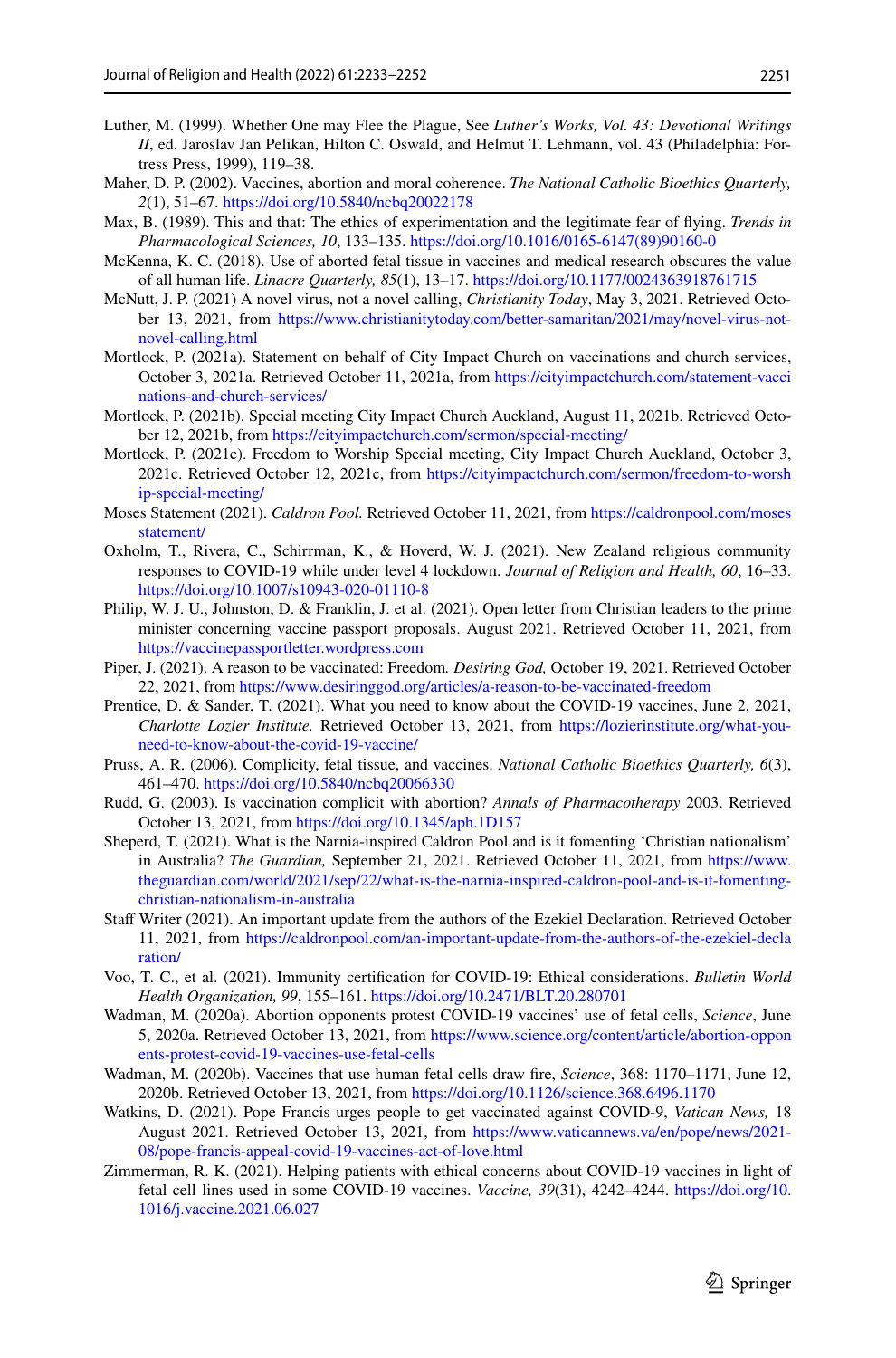Luther, M. (1999). Whether One may Flee the Plague, See *Luther's Works, Vol. 43: Devotional Writings II*, ed. Jaroslav Jan Pelikan, Hilton C. Oswald, and Helmut T. Lehmann, vol. 43 (Philadelphia: Fortress Press, 1999), 119–38.

Maher, D. P. (2002). Vaccines, abortion and moral coherence. *The National Catholic Bioethics Quarterly, 2*(1), 51–67. https://doi.org/10.5840/ncbq20022178

Max, B. (1989). This and that: The ethics of experimentation and the legitimate fear of flying. *Trends in Pharmacological Sciences, 10*, 133–135. https://doi.org/10.1016/0165-6147(89)90160-0

McKenna, K. C. (2018). Use of aborted fetal tissue in vaccines and medical research obscures the value of all human life. *Linacre Quarterly, 85*(1), 13–17. https://doi.org/10.1177/0024363918761715

McNutt, J. P. (2021) A novel virus, not a novel calling, *Christianity Today*, May 3, 2021. Retrieved October 13, 2021, from https://www.christianitytoday.com/better-samaritan/2021/may/novel-virus-not-novel-calling.html

Mortlock, P. (2021a). Statement on behalf of City Impact Church on vaccinations and church services, October 3, 2021a. Retrieved October 11, 2021a, from https://cityimpactchurch.com/statement-vaccinations-and-church-services/

Mortlock, P. (2021b). Special meeting City Impact Church Auckland, August 11, 2021b. Retrieved October 12, 2021b, from https://cityimpactchurch.com/sermon/special-meeting/

Mortlock, P. (2021c). Freedom to Worship Special meeting, City Impact Church Auckland, October 3, 2021c. Retrieved October 12, 2021c, from https://cityimpactchurch.com/sermon/freedom-to-worship-special-meeting/

Moses Statement (2021). *Caldron Pool.* Retrieved October 11, 2021, from https://caldronpool.com/mosesstatement/

Oxholm, T., Rivera, C., Schirrman, K., & Hoverd, W. J. (2021). New Zealand religious community responses to COVID-19 while under level 4 lockdown. *Journal of Religion and Health, 60*, 16–33. https://doi.org/10.1007/s10943-020-01110-8

Philip, W. J. U., Johnston, D. & Franklin, J. et al. (2021). Open letter from Christian leaders to the prime minister concerning vaccine passport proposals. August 2021. Retrieved October 11, 2021, from https://vaccinepassportletter.wordpress.com

Piper, J. (2021). A reason to be vaccinated: Freedom. *Desiring God,* October 19, 2021. Retrieved October 22, 2021, from https://www.desiringgod.org/articles/a-reason-to-be-vaccinated-freedom

Prentice, D. & Sander, T. (2021). What you need to know about the COVID-19 vaccines, June 2, 2021, *Charlotte Lozier Institute.* Retrieved October 13, 2021, from https://lozierinstitute.org/what-you-need-to-know-about-the-covid-19-vaccine/

Pruss, A. R. (2006). Complicity, fetal tissue, and vaccines. *National Catholic Bioethics Quarterly, 6*(3), 461–470. https://doi.org/10.5840/ncbq20066330

Rudd, G. (2003). Is vaccination complicit with abortion? *Annals of Pharmacotherapy* 2003. Retrieved October 13, 2021, from https://doi.org/10.1345/aph.1D157

Sheperd, T. (2021). What is the Narnia-inspired Caldron Pool and is it fomenting 'Christian nationalism' in Australia? *The Guardian,* September 21, 2021. Retrieved October 11, 2021, from https://www.theguardian.com/world/2021/sep/22/what-is-the-narnia-inspired-caldron-pool-and-is-it-fomenting-christian-nationalism-in-australia

Staff Writer (2021). An important update from the authors of the Ezekiel Declaration. Retrieved October 11, 2021, from https://caldronpool.com/an-important-update-from-the-authors-of-the-ezekiel-declaration/

Voo, T. C., et al. (2021). Immunity certification for COVID-19: Ethical considerations. *Bulletin World Health Organization, 99*, 155–161. https://doi.org/10.2471/BLT.20.280701

Wadman, M. (2020a). Abortion opponents protest COVID-19 vaccines' use of fetal cells, *Science*, June 5, 2020a. Retrieved October 13, 2021, from https://www.science.org/content/article/abortion-opponents-protest-covid-19-vaccines-use-fetal-cells

Wadman, M. (2020b). Vaccines that use human fetal cells draw fire, *Science*, 368: 1170–1171, June 12, 2020b. Retrieved October 13, 2021, from https://doi.org/10.1126/science.368.6496.1170

Watkins, D. (2021). Pope Francis urges people to get vaccinated against COVID-9, *Vatican News,* 18 August 2021. Retrieved October 13, 2021, from https://www.vaticannews.va/en/pope/news/2021-08/pope-francis-appeal-covid-19-vaccines-act-of-love.html

Zimmerman, R. K. (2021). Helping patients with ethical concerns about COVID-19 vaccines in light of fetal cell lines used in some COVID-19 vaccines. *Vaccine, 39*(31), 4242–4244. https://doi.org/10.1016/j.vaccine.2021.06.027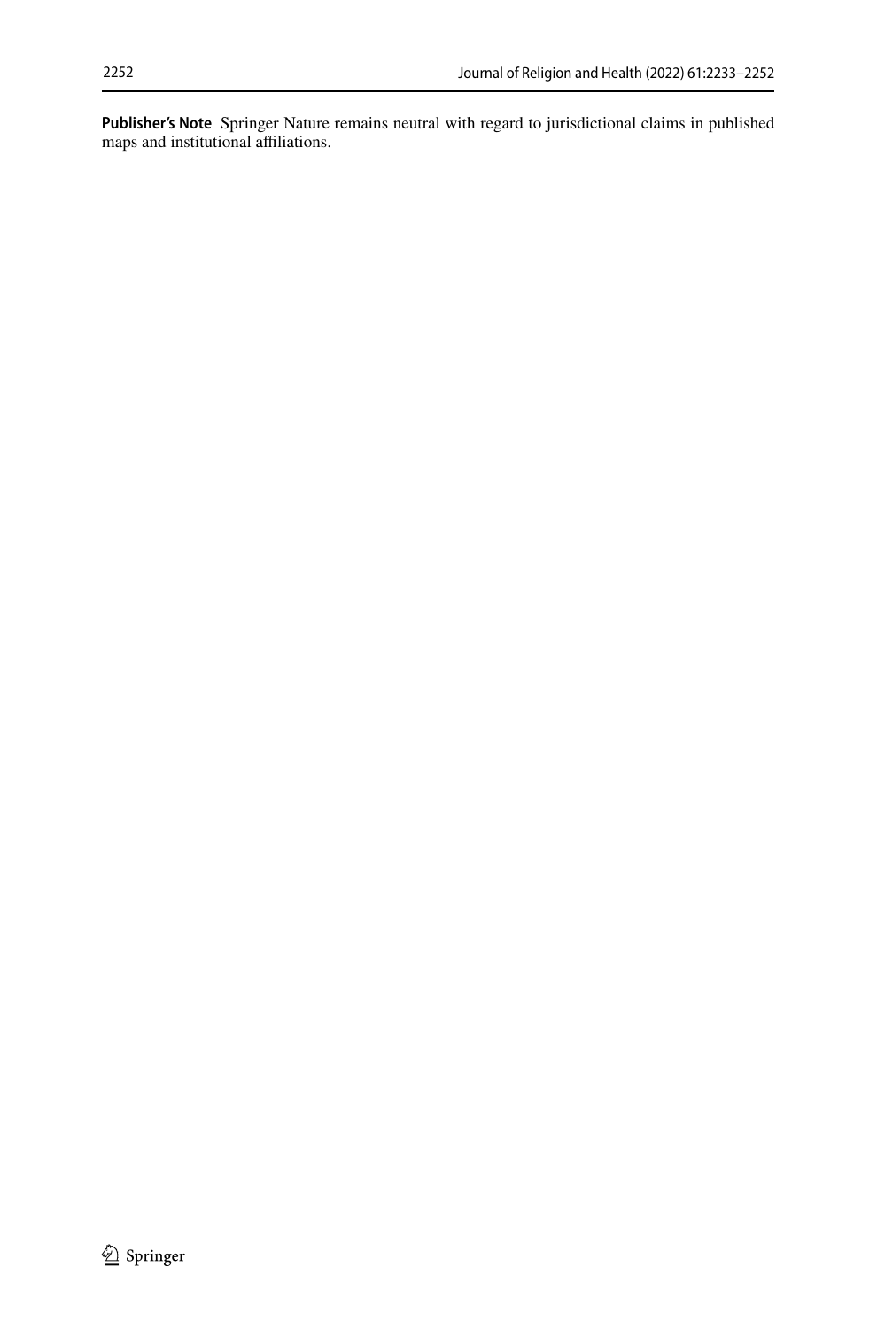**Publisher's Note** Springer Nature remains neutral with regard to jurisdictional claims in published maps and institutional affiliations.